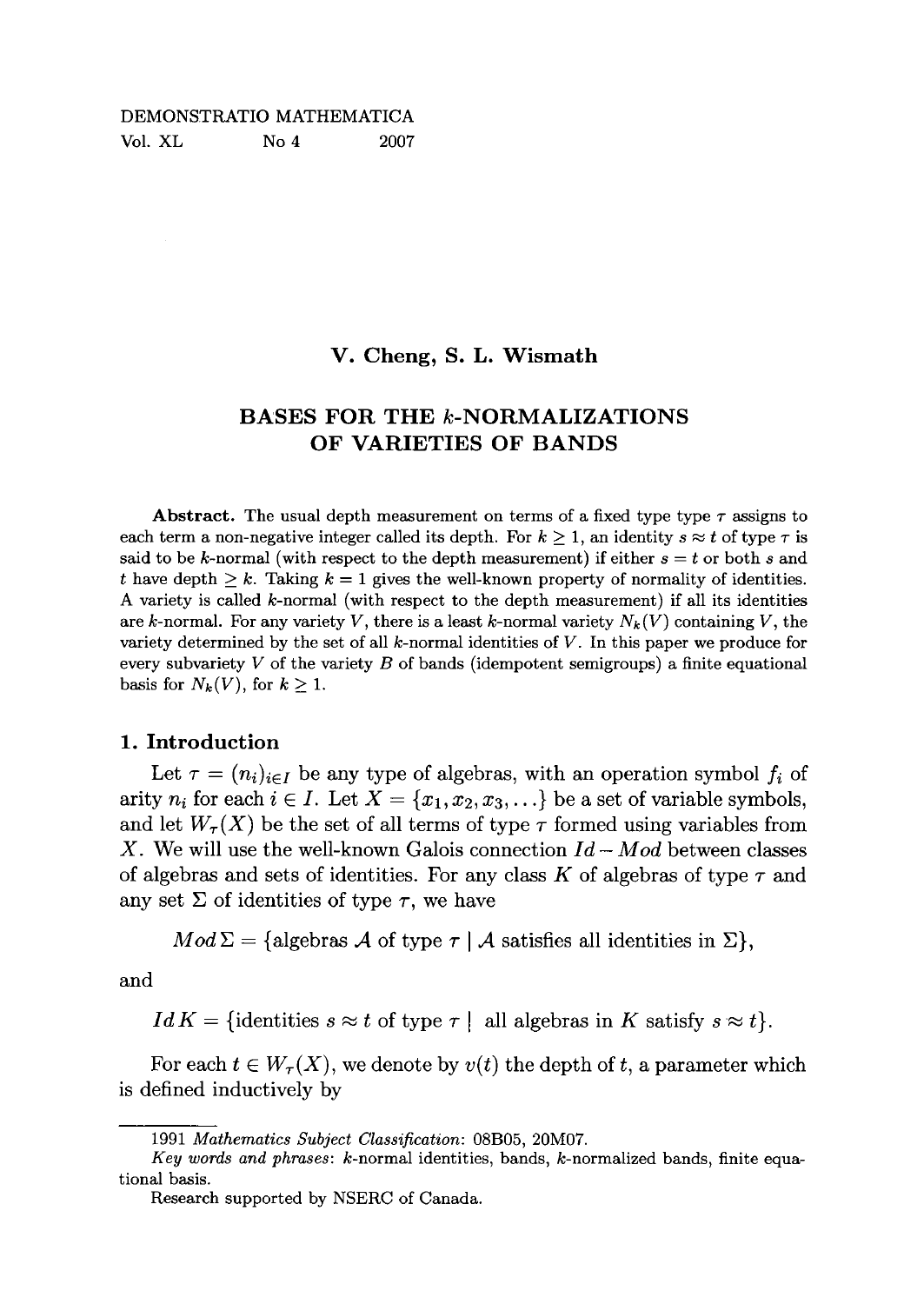DEMONSTRATIO MATHEMATICA
Vol. XL No 4 2007

**V. Cheng, S. L. Wismath**

# BASES FOR THE $k$-NORMALIZATIONS OF VARIETIES OF BANDS

**Abstract.** The usual depth measurement on terms of a fixed type type $\tau$ assigns to each term a non-negative integer called its depth. For $k \geq 1$, an identity $s \approx t$ of type $\tau$ is said to be $k$-normal (with respect to the depth measurement) if either $s = t$ or both $s$ and $t$ have depth $\geq k$. Taking $k = 1$ gives the well-known property of normality of identities. A variety is called $k$-normal (with respect to the depth measurement) if all its identities are $k$-normal. For any variety $V$, there is a least $k$-normal variety $N_k(V)$ containing $V$, the variety determined by the set of all $k$-normal identities of $V$. In this paper we produce for every subvariety $V$ of the variety $B$ of bands (idempotent semigroups) a finite equational basis for $N_k(V)$, for $k \geq 1$.

## 1. Introduction

Let $\tau = (n_i)_{i \in I}$ be any type of algebras, with an operation symbol $f_i$ of arity $n_i$ for each $i \in I$. Let $X = \{x_1, x_2, x_3, \ldots\}$ be a set of variable symbols, and let $W_\tau(X)$ be the set of all terms of type $\tau$ formed using variables from $X$. We will use the well-known Galois connection $Id - Mod$ between classes of algebras and sets of identities. For any class $K$ of algebras of type $\tau$ and any set $\Sigma$ of identities of type $\tau$, we have

$$Mod\,\Sigma = \{\text{algebras } \mathcal{A} \text{ of type } \tau \mid \mathcal{A} \text{ satisfies all identities in } \Sigma\},$$

and

$$Id\,K = \{\text{identities } s \approx t \text{ of type } \tau \mid \text{ all algebras in } K \text{ satisfy } s \approx t\}.$$

For each $t \in W_\tau(X)$, we denote by $v(t)$ the depth of $t$, a parameter which is defined inductively by

---

1991 *Mathematics Subject Classification*: 08B05, 20M07.

*Key words and phrases*: $k$-normal identities, bands, $k$-normalized bands, finite equational basis.

Research supported by NSERC of Canada.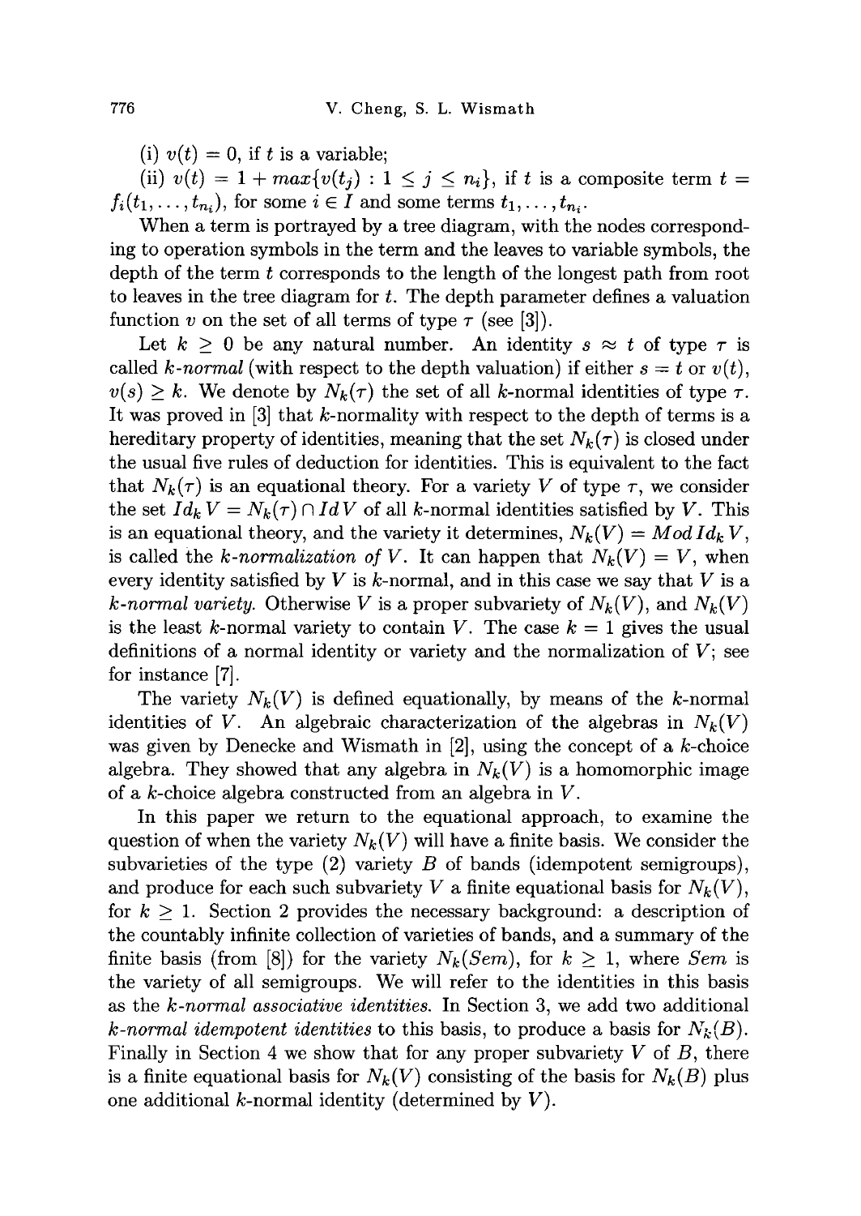(i) $v(t) = 0$, if $t$ is a variable;

(ii) $v(t) = 1 + max\{v(t_j) : 1 \leq j \leq n_i\}$, if $t$ is a composite term $t = f_i(t_1, \ldots, t_{n_i})$, for some $i \in I$ and some terms $t_1, \ldots, t_{n_i}$.

When a term is portrayed by a tree diagram, with the nodes corresponding to operation symbols in the term and the leaves to variable symbols, the depth of the term $t$ corresponds to the length of the longest path from root to leaves in the tree diagram for $t$. The depth parameter defines a valuation function $v$ on the set of all terms of type $\tau$ (see [3]).

Let $k \geq 0$ be any natural number. An identity $s \approx t$ of type $\tau$ is called *k-normal* (with respect to the depth valuation) if either $s = t$ or $v(t)$, $v(s) \geq k$. We denote by $N_k(\tau)$ the set of all $k$-normal identities of type $\tau$. It was proved in [3] that $k$-normality with respect to the depth of terms is a hereditary property of identities, meaning that the set $N_k(\tau)$ is closed under the usual five rules of deduction for identities. This is equivalent to the fact that $N_k(\tau)$ is an equational theory. For a variety $V$ of type $\tau$, we consider the set $Id_k\, V = N_k(\tau) \cap Id\, V$ of all $k$-normal identities satisfied by $V$. This is an equational theory, and the variety it determines, $N_k(V) = Mod\, Id_k\, V$, is called the *k-normalization of* $V$. It can happen that $N_k(V) = V$, when every identity satisfied by $V$ is $k$-normal, and in this case we say that $V$ is a *k-normal variety*. Otherwise $V$ is a proper subvariety of $N_k(V)$, and $N_k(V)$ is the least $k$-normal variety to contain $V$. The case $k = 1$ gives the usual definitions of a normal identity or variety and the normalization of $V$; see for instance [7].

The variety $N_k(V)$ is defined equationally, by means of the $k$-normal identities of $V$. An algebraic characterization of the algebras in $N_k(V)$ was given by Denecke and Wismath in [2], using the concept of a $k$-choice algebra. They showed that any algebra in $N_k(V)$ is a homomorphic image of a $k$-choice algebra constructed from an algebra in $V$.

In this paper we return to the equational approach, to examine the question of when the variety $N_k(V)$ will have a finite basis. We consider the subvarieties of the type (2) variety $B$ of bands (idempotent semigroups), and produce for each such subvariety $V$ a finite equational basis for $N_k(V)$, for $k \geq 1$. Section 2 provides the necessary background: a description of the countably infinite collection of varieties of bands, and a summary of the finite basis (from [8]) for the variety $N_k(Sem)$, for $k \geq 1$, where $Sem$ is the variety of all semigroups. We will refer to the identities in this basis as the *k-normal associative identities*. In Section 3, we add two additional *k-normal idempotent identities* to this basis, to produce a basis for $N_k(B)$. Finally in Section 4 we show that for any proper subvariety $V$ of $B$, there is a finite equational basis for $N_k(V)$ consisting of the basis for $N_k(B)$ plus one additional $k$-normal identity (determined by $V$).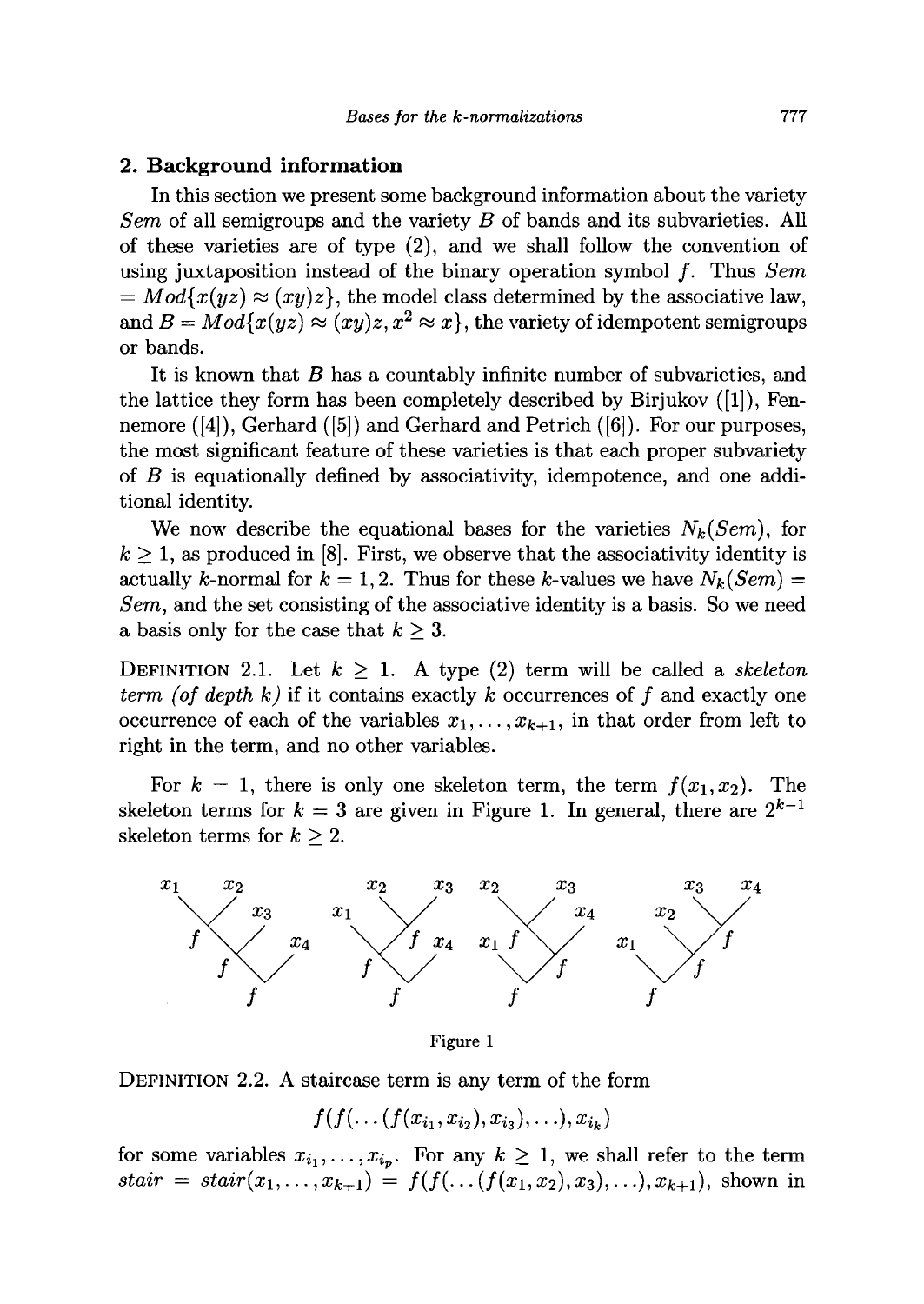## 2. Background information

In this section we present some background information about the variety *Sem* of all semigroups and the variety $B$ of bands and its subvarieties. All of these varieties are of type (2), and we shall follow the convention of using juxtaposition instead of the binary operation symbol $f$. Thus $Sem = Mod\{x(yz) \approx (xy)z\}$, the model class determined by the associative law, and $B = Mod\{x(yz) \approx (xy)z, x^2 \approx x\}$, the variety of idempotent semigroups or bands.

It is known that $B$ has a countably infinite number of subvarieties, and the lattice they form has been completely described by Birjukov ([1]), Fennemore ([4]), Gerhard ([5]) and Gerhard and Petrich ([6]). For our purposes, the most significant feature of these varieties is that each proper subvariety of $B$ is equationally defined by associativity, idempotence, and one additional identity.

We now describe the equational bases for the varieties $N_k(Sem)$, for $k \geq 1$, as produced in [8]. First, we observe that the associativity identity is actually $k$-normal for $k = 1, 2$. Thus for these $k$-values we have $N_k(Sem) = Sem$, and the set consisting of the associative identity is a basis. So we need a basis only for the case that $k \geq 3$.

DEFINITION 2.1. Let $k \geq 1$. A type (2) term will be called a *skeleton term (of depth k)* if it contains exactly $k$ occurrences of $f$ and exactly one occurrence of each of the variables $x_1, \ldots, x_{k+1}$, in that order from left to right in the term, and no other variables.

For $k = 1$, there is only one skeleton term, the term $f(x_1, x_2)$. The skeleton terms for $k = 3$ are given in Figure 1. In general, there are $2^{k-1}$ skeleton terms for $k \geq 2$.

Figure 1

DEFINITION 2.2. A staircase term is any term of the form

$$f(f(\ldots(f(x_{i_1}, x_{i_2}), x_{i_3}), \ldots), x_{i_k})$$

for some variables $x_{i_1}, \ldots, x_{i_p}$. For any $k \geq 1$, we shall refer to the term $stair = stair(x_1, \ldots, x_{k+1}) = f(f(\ldots(f(x_1, x_2), x_3), \ldots), x_{k+1})$, shown in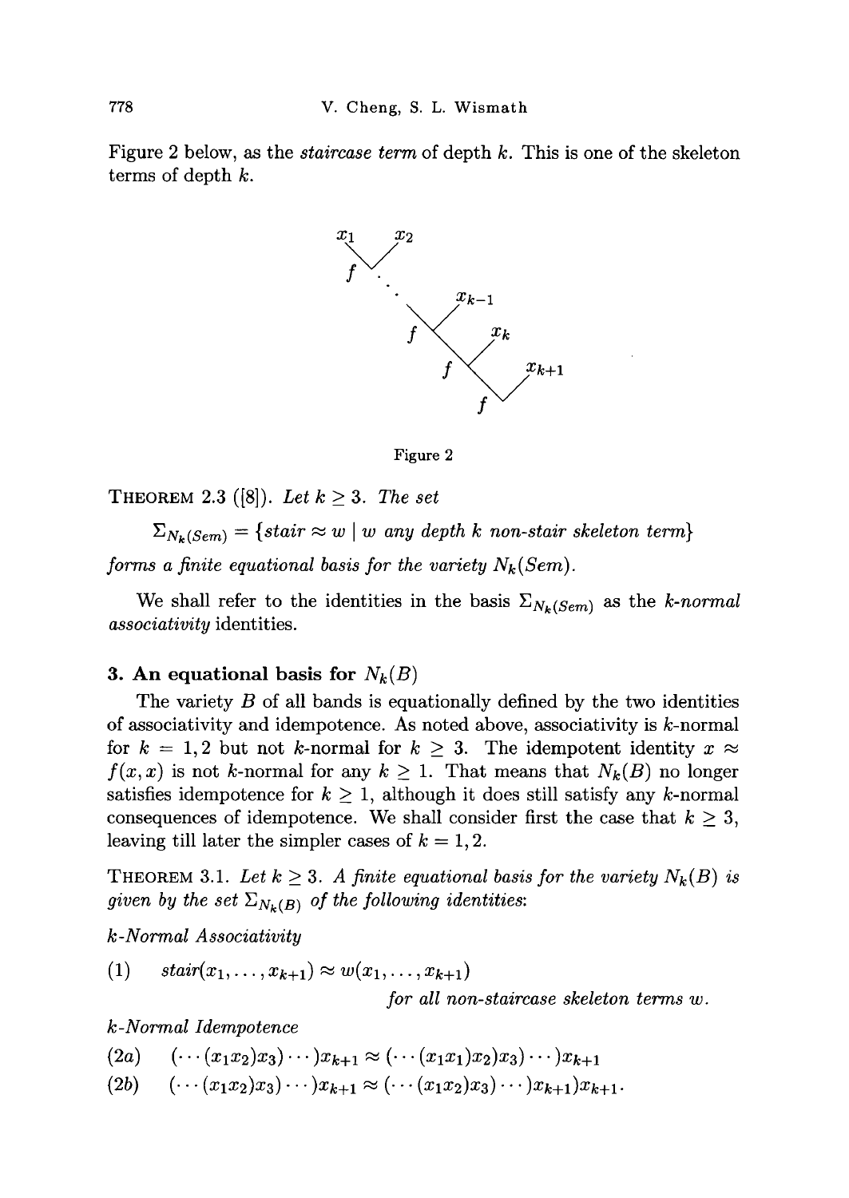Figure 2 below, as the *staircase term* of depth $k$. This is one of the skeleton terms of depth $k$.

Figure 2

**THEOREM 2.3** ([8]). *Let $k \geq 3$. The set*

$$\Sigma_{N_k(Sem)} = \{stair \approx w \mid w \text{ any depth } k \text{ non-stair skeleton term}\}$$

*forms a finite equational basis for the variety $N_k(Sem)$.*

We shall refer to the identities in the basis $\Sigma_{N_k(Sem)}$ as the *k-normal associativity* identities.

## 3. An equational basis for $N_k(B)$

The variety $B$ of all bands is equationally defined by the two identities of associativity and idempotence. As noted above, associativity is $k$-normal for $k = 1, 2$ but not $k$-normal for $k \geq 3$. The idempotent identity $x \approx f(x, x)$ is not $k$-normal for any $k \geq 1$. That means that $N_k(B)$ no longer satisfies idempotence for $k \geq 1$, although it does still satisfy any $k$-normal consequences of idempotence. We shall consider first the case that $k \geq 3$, leaving till later the simpler cases of $k = 1, 2$.

**THEOREM 3.1.** *Let $k \geq 3$. A finite equational basis for the variety $N_k(B)$ is given by the set $\Sigma_{N_k(B)}$ of the following identities:*

*k-Normal Associativity*

(1) $\quad stair(x_1, \ldots, x_{k+1}) \approx w(x_1, \ldots, x_{k+1})$

*for all non-staircase skeleton terms $w$.*

*k-Normal Idempotence*

(2a) $\quad (\cdots(x_1x_2)x_3)\cdots)x_{k+1} \approx (\cdots(x_1x_1)x_2)x_3)\cdots)x_{k+1}$

(2b) $\quad (\cdots(x_1x_2)x_3)\cdots)x_{k+1} \approx (\cdots(x_1x_2)x_3)\cdots)x_{k+1})x_{k+1}.$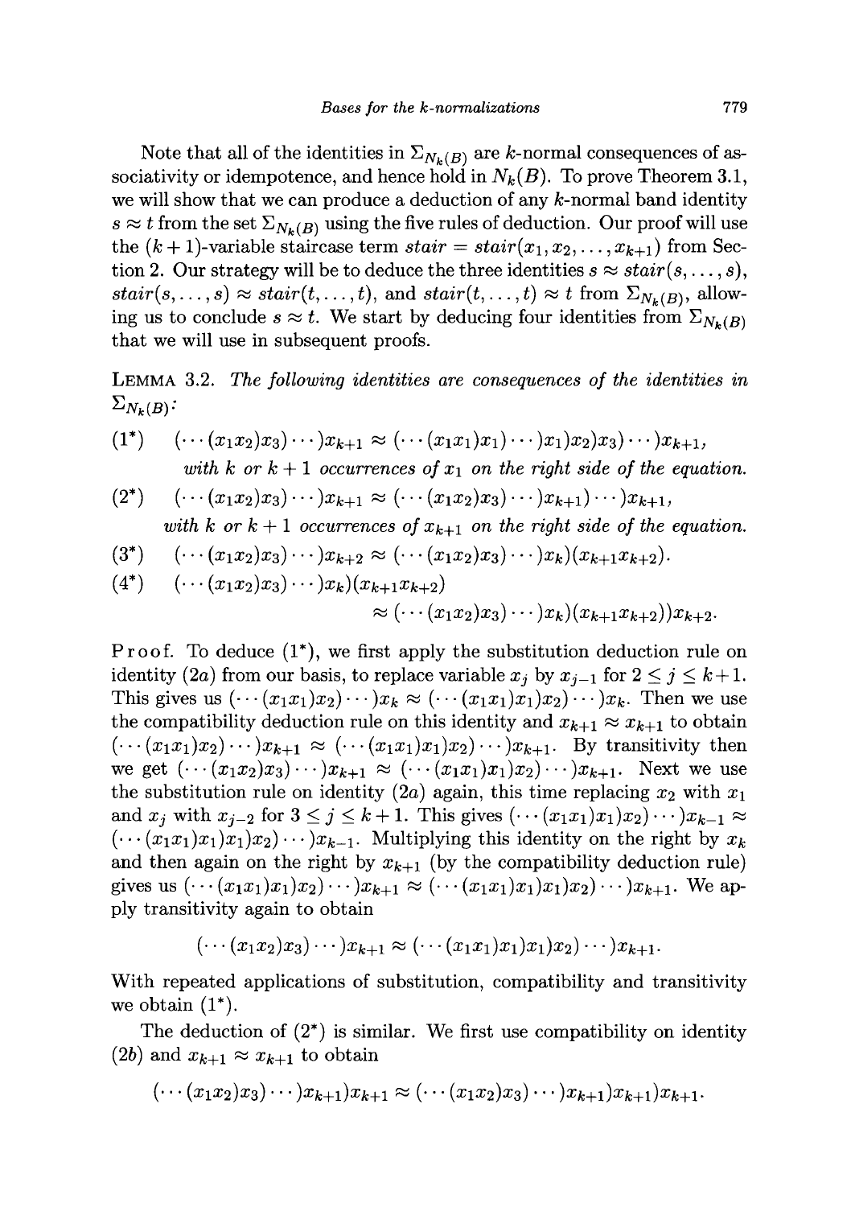Note that all of the identities in $\Sigma_{N_k(B)}$ are $k$-normal consequences of associativity or idempotence, and hence hold in $N_k(B)$. To prove Theorem 3.1, we will show that we can produce a deduction of any $k$-normal band identity $s \approx t$ from the set $\Sigma_{N_k(B)}$ using the five rules of deduction. Our proof will use the $(k+1)$-variable staircase term $stair = stair(x_1, x_2, \ldots, x_{k+1})$ from Section 2. Our strategy will be to deduce the three identities $s \approx stair(s, \ldots, s)$, $stair(s, \ldots, s) \approx stair(t, \ldots, t)$, and $stair(t, \ldots, t) \approx t$ from $\Sigma_{N_k(B)}$, allowing us to conclude $s \approx t$. We start by deducing four identities from $\Sigma_{N_k(B)}$ that we will use in subsequent proofs.

LEMMA 3.2. *The following identities are consequences of the identities in* $\Sigma_{N_k(B)}$*:*

(1*) $\quad (\cdots(x_1x_2)x_3)\cdots)x_{k+1} \approx (\cdots(x_1x_1)x_1)\cdots)x_1)x_2)x_3)\cdots)x_{k+1},$

*with $k$ or $k+1$ occurrences of $x_1$ on the right side of the equation.*

(2*) $\quad (\cdots(x_1x_2)x_3)\cdots)x_{k+1} \approx (\cdots(x_1x_2)x_3)\cdots)x_{k+1})\cdots)x_{k+1},$

*with $k$ or $k+1$ occurrences of $x_{k+1}$ on the right side of the equation.*

(3*) $\quad (\cdots(x_1x_2)x_3)\cdots)x_{k+2} \approx (\cdots(x_1x_2)x_3)\cdots)x_k)(x_{k+1}x_{k+2}).$

(4*) $\quad (\cdots(x_1x_2)x_3)\cdots)x_k)(x_{k+1}x_{k+2})$

$$\approx (\cdots(x_1x_2)x_3)\cdots)x_k)(x_{k+1}x_{k+2}))x_{k+2}.$$

Proof. To deduce (1*), we first apply the substitution deduction rule on identity (2a) from our basis, to replace variable $x_j$ by $x_{j-1}$ for $2 \leq j \leq k+1$. This gives us $(\cdots(x_1x_1)x_2)\cdots)x_k \approx (\cdots(x_1x_1)x_1)x_2)\cdots)x_k$. Then we use the compatibility deduction rule on this identity and $x_{k+1} \approx x_{k+1}$ to obtain $(\cdots(x_1x_1)x_2)\cdots)x_{k+1} \approx (\cdots(x_1x_1)x_1)x_2)\cdots)x_{k+1}$. By transitivity then we get $(\cdots(x_1x_2)x_3)\cdots)x_{k+1} \approx (\cdots(x_1x_1)x_1)x_2)\cdots)x_{k+1}$. Next we use the substitution rule on identity (2a) again, this time replacing $x_2$ with $x_1$ and $x_j$ with $x_{j-2}$ for $3 \leq j \leq k+1$. This gives $(\cdots(x_1x_1)x_1)x_2)\cdots)x_{k-1} \approx (\cdots(x_1x_1)x_1)x_1)x_2)\cdots)x_{k-1}$. Multiplying this identity on the right by $x_k$ and then again on the right by $x_{k+1}$ (by the compatibility deduction rule) gives us $(\cdots(x_1x_1)x_1)x_2)\cdots)x_{k+1} \approx (\cdots(x_1x_1)x_1)x_1)x_2)\cdots)x_{k+1}$. We apply transitivity again to obtain

$$(\cdots(x_1x_2)x_3)\cdots)x_{k+1} \approx (\cdots(x_1x_1)x_1)x_1)x_2)\cdots)x_{k+1}.$$

With repeated applications of substitution, compatibility and transitivity we obtain (1*).

The deduction of (2*) is similar. We first use compatibility on identity (2b) and $x_{k+1} \approx x_{k+1}$ to obtain

$$(\cdots(x_1x_2)x_3)\cdots)x_{k+1})x_{k+1} \approx (\cdots(x_1x_2)x_3)\cdots)x_{k+1})x_{k+1})x_{k+1}.$$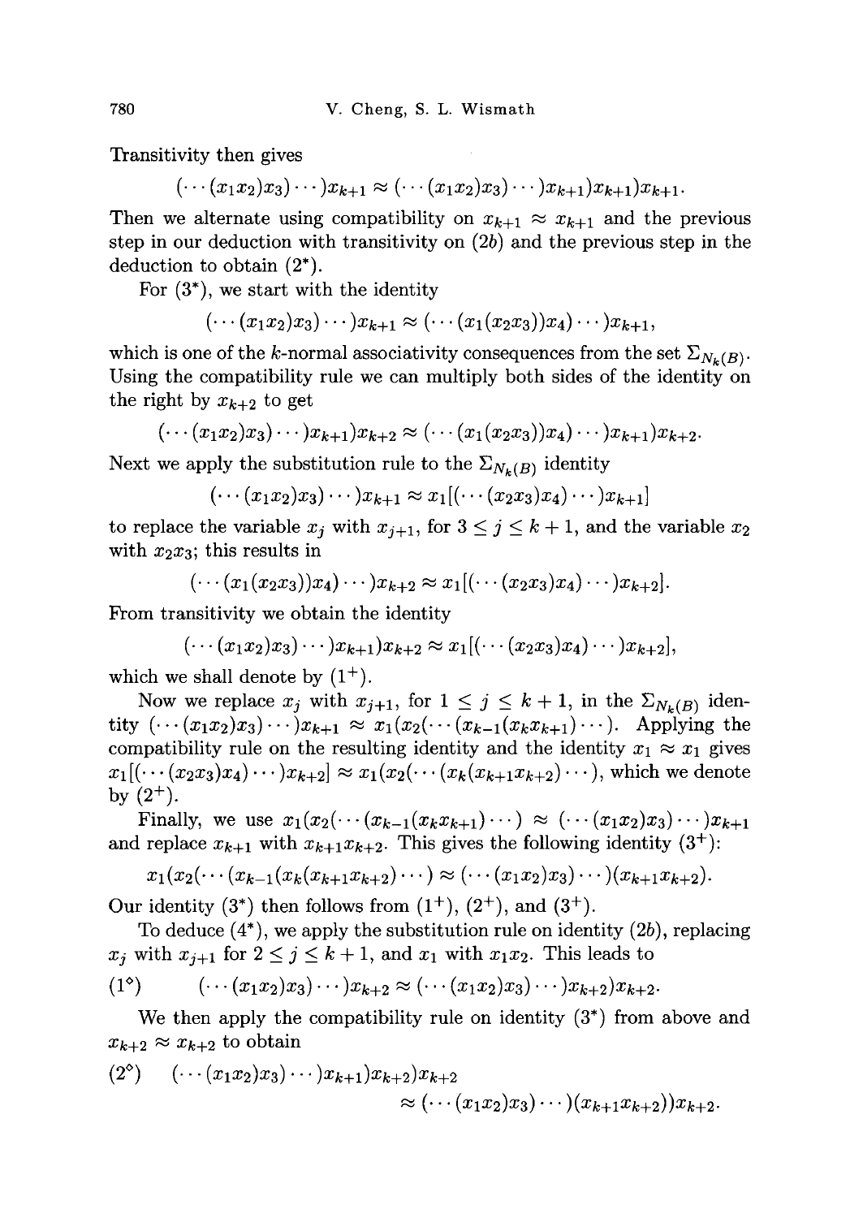Transitivity then gives

$$(\cdots(x_1x_2)x_3)\cdots)x_{k+1} \approx (\cdots(x_1x_2)x_3)\cdots)x_{k+1})x_{k+1})x_{k+1}.$$

Then we alternate using compatibility on $x_{k+1} \approx x_{k+1}$ and the previous step in our deduction with transitivity on (2$b$) and the previous step in the deduction to obtain (2*).

For (3*), we start with the identity

$$(\cdots(x_1x_2)x_3)\cdots)x_{k+1} \approx (\cdots(x_1(x_2x_3))x_4)\cdots)x_{k+1},$$

which is one of the $k$-normal associativity consequences from the set $\Sigma_{N_k(B)}$. Using the compatibility rule we can multiply both sides of the identity on the right by $x_{k+2}$ to get

$$(\cdots(x_1x_2)x_3)\cdots)x_{k+1})x_{k+2} \approx (\cdots(x_1(x_2x_3))x_4)\cdots)x_{k+1})x_{k+2}.$$

Next we apply the substitution rule to the $\Sigma_{N_k(B)}$ identity

$$(\cdots(x_1x_2)x_3)\cdots)x_{k+1} \approx x_1[(\cdots(x_2x_3)x_4)\cdots)x_{k+1}]$$

to replace the variable $x_j$ with $x_{j+1}$, for $3 \leq j \leq k+1$, and the variable $x_2$ with $x_2x_3$; this results in

$$(\cdots(x_1(x_2x_3))x_4)\cdots)x_{k+2} \approx x_1[(\cdots(x_2x_3)x_4)\cdots)x_{k+2}].$$

From transitivity we obtain the identity

$$(\cdots(x_1x_2)x_3)\cdots)x_{k+1})x_{k+2} \approx x_1[(\cdots(x_2x_3)x_4)\cdots)x_{k+2}],$$

which we shall denote by (1$^+$).

Now we replace $x_j$ with $x_{j+1}$, for $1 \leq j \leq k+1$, in the $\Sigma_{N_k(B)}$ identity $(\cdots(x_1x_2)x_3)\cdots)x_{k+1} \approx x_1(x_2(\cdots(x_{k-1}(x_kx_{k+1})\cdots)$. Applying the compatibility rule on the resulting identity and the identity $x_1 \approx x_1$ gives $x_1[(\cdots(x_2x_3)x_4)\cdots)x_{k+2}] \approx x_1(x_2(\cdots(x_k(x_{k+1}x_{k+2})\cdots)$, which we denote by (2$^+$).

Finally, we use $x_1(x_2(\cdots(x_{k-1}(x_kx_{k+1})\cdots) \approx (\cdots(x_1x_2)x_3)\cdots)x_{k+1}$ and replace $x_{k+1}$ with $x_{k+1}x_{k+2}$. This gives the following identity (3$^+$):

$$x_1(x_2(\cdots(x_{k-1}(x_k(x_{k+1}x_{k+2})\cdots) \approx (\cdots(x_1x_2)x_3)\cdots)(x_{k+1}x_{k+2}).$$

Our identity (3*) then follows from (1$^+$), (2$^+$), and (3$^+$).

To deduce (4*), we apply the substitution rule on identity (2$b$), replacing $x_j$ with $x_{j+1}$ for $2 \leq j \leq k+1$, and $x_1$ with $x_1x_2$. This leads to

$$(1^\diamond) \qquad (\cdots(x_1x_2)x_3)\cdots)x_{k+2} \approx (\cdots(x_1x_2)x_3)\cdots)x_{k+2})x_{k+2}.$$

We then apply the compatibility rule on identity (3*) from above and $x_{k+2} \approx x_{k+2}$ to obtain

$$(2^\diamond) \qquad (\cdots(x_1x_2)x_3)\cdots)x_{k+1})x_{k+2})x_{k+2} \approx (\cdots(x_1x_2)x_3)\cdots)(x_{k+1}x_{k+2}))x_{k+2}.$$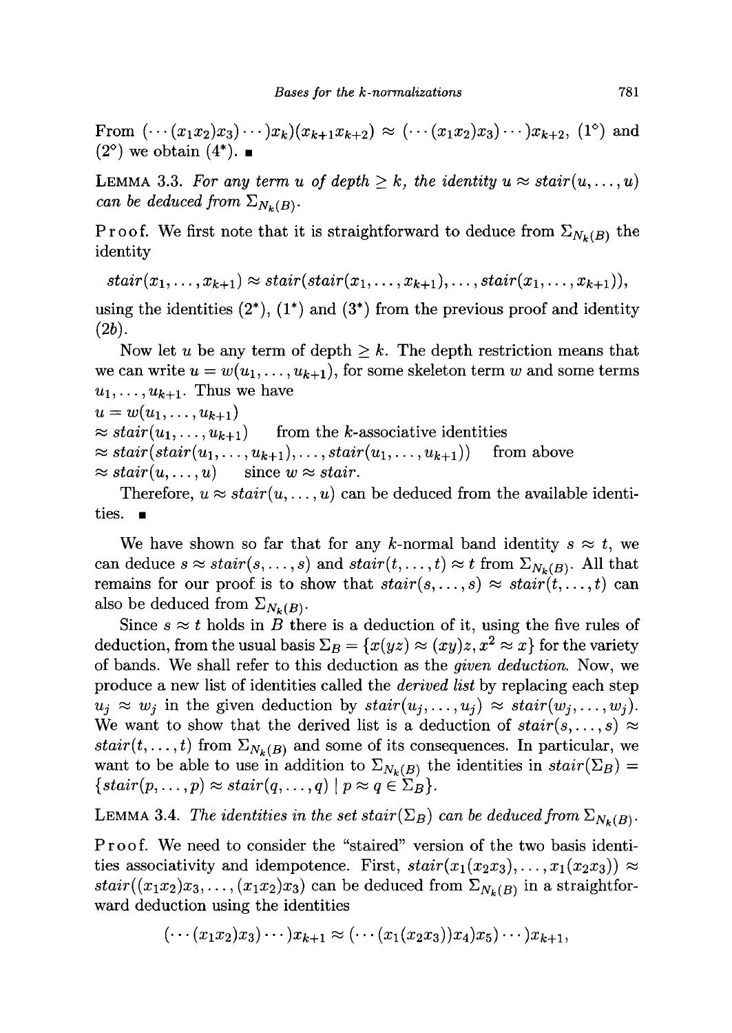From $(\cdots(x_1x_2)x_3)\cdots)x_k)(x_{k+1}x_{k+2}) \approx (\cdots(x_1x_2)x_3)\cdots)x_{k+2}$, ($1^\diamond$) and ($2^\diamond$) we obtain ($4^*$). ■

LEMMA 3.3. *For any term $u$ of depth $\geq k$, the identity $u \approx stair(u,\ldots,u)$ can be deduced from $\Sigma_{N_k(B)}$.*

Proof. We first note that it is straightforward to deduce from $\Sigma_{N_k(B)}$ the identity

$$stair(x_1,\ldots,x_{k+1}) \approx stair(stair(x_1,\ldots,x_{k+1}),\ldots,stair(x_1,\ldots,x_{k+1})),$$

using the identities ($2^*$), ($1^*$) and ($3^*$) from the previous proof and identity ($2b$).

Now let $u$ be any term of depth $\geq k$. The depth restriction means that we can write $u = w(u_1,\ldots,u_{k+1})$, for some skeleton term $w$ and some terms $u_1,\ldots,u_{k+1}$. Thus we have

$u = w(u_1,\ldots,u_{k+1})$
$\approx stair(u_1,\ldots,u_{k+1})$ from the $k$-associative identities
$\approx stair(stair(u_1,\ldots,u_{k+1}),\ldots,stair(u_1,\ldots,u_{k+1}))$ from above
$\approx stair(u,\ldots,u)$ since $w \approx stair$.

Therefore, $u \approx stair(u,\ldots,u)$ can be deduced from the available identities. ■

We have shown so far that for any $k$-normal band identity $s \approx t$, we can deduce $s \approx stair(s,\ldots,s)$ and $stair(t,\ldots,t) \approx t$ from $\Sigma_{N_k(B)}$. All that remains for our proof is to show that $stair(s,\ldots,s) \approx stair(t,\ldots,t)$ can also be deduced from $\Sigma_{N_k(B)}$.

Since $s \approx t$ holds in $B$ there is a deduction of it, using the five rules of deduction, from the usual basis $\Sigma_B = \{x(yz) \approx (xy)z, x^2 \approx x\}$ for the variety of bands. We shall refer to this deduction as the *given deduction*. Now, we produce a new list of identities called the *derived list* by replacing each step $u_j \approx w_j$ in the given deduction by $stair(u_j,\ldots,u_j) \approx stair(w_j,\ldots,w_j)$. We want to show that the derived list is a deduction of $stair(s,\ldots,s) \approx stair(t,\ldots,t)$ from $\Sigma_{N_k(B)}$ and some of its consequences. In particular, we want to be able to use in addition to $\Sigma_{N_k(B)}$ the identities in $stair(\Sigma_B) = \{stair(p,\ldots,p) \approx stair(q,\ldots,q) \mid p \approx q \in \Sigma_B\}$.

LEMMA 3.4. *The identities in the set $stair(\Sigma_B)$ can be deduced from $\Sigma_{N_k(B)}$.*

Proof. We need to consider the "staired" version of the two basis identities associativity and idempotence. First, $stair(x_1(x_2x_3),\ldots,x_1(x_2x_3)) \approx stair((x_1x_2)x_3,\ldots,(x_1x_2)x_3)$ can be deduced from $\Sigma_{N_k(B)}$ in a straightforward deduction using the identities

$$(\cdots(x_1x_2)x_3)\cdots)x_{k+1} \approx (\cdots(x_1(x_2x_3))x_4)x_5)\cdots)x_{k+1},$$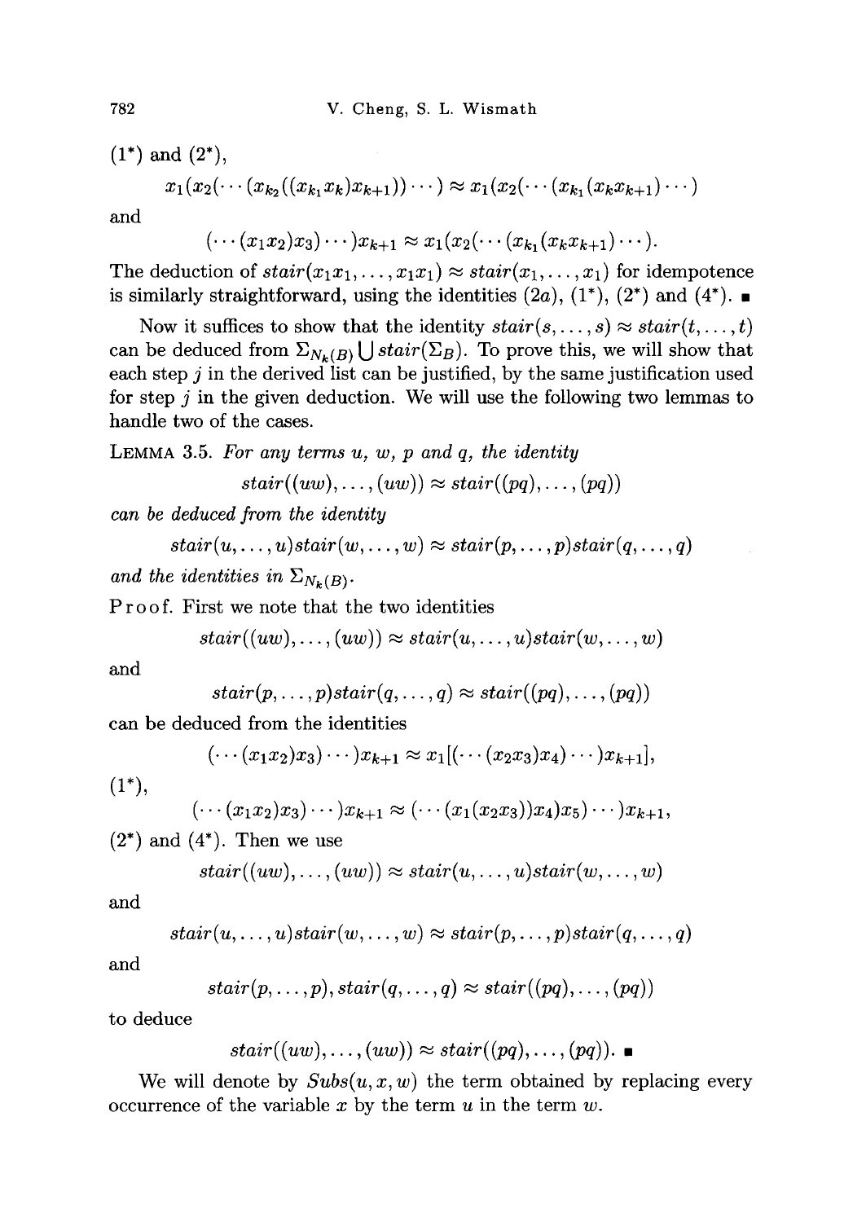(1*) and (2*),

$$x_1(x_2(\cdots(x_{k_2}((x_{k_1}x_k)x_{k+1}))\cdots) \approx x_1(x_2(\cdots(x_{k_1}(x_kx_{k+1})\cdots)$$

and

$$(\cdots(x_1x_2)x_3)\cdots)x_{k+1} \approx x_1(x_2(\cdots(x_{k_1}(x_kx_{k+1})\cdots).$$

The deduction of $stair(x_1x_1,\ldots,x_1x_1) \approx stair(x_1,\ldots,x_1)$ for idempotence is similarly straightforward, using the identities (2a), (1*), (2*) and (4*). ■

Now it suffices to show that the identity $stair(s,\ldots,s) \approx stair(t,\ldots,t)$ can be deduced from $\Sigma_{N_k(B)} \bigcup stair(\Sigma_B)$. To prove this, we will show that each step $j$ in the derived list can be justified, by the same justification used for step $j$ in the given deduction. We will use the following two lemmas to handle two of the cases.

LEMMA 3.5. *For any terms $u$, $w$, $p$ and $q$, the identity*

$$stair((uw),\ldots,(uw)) \approx stair((pq),\ldots,(pq))$$

*can be deduced from the identity*

$$stair(u,\ldots,u)stair(w,\ldots,w) \approx stair(p,\ldots,p)stair(q,\ldots,q)$$

*and the identities in $\Sigma_{N_k(B)}$.*

Proof. First we note that the two identities

$$stair((uw),\ldots,(uw)) \approx stair(u,\ldots,u)stair(w,\ldots,w)$$

and

$$stair(p,\ldots,p)stair(q,\ldots,q) \approx stair((pq),\ldots,(pq))$$

can be deduced from the identities

$$(\cdots(x_1x_2)x_3)\cdots)x_{k+1} \approx x_1[(\cdots(x_2x_3)x_4)\cdots)x_{k+1}],$$

(1*),

$$(\cdots(x_1x_2)x_3)\cdots)x_{k+1} \approx (\cdots(x_1(x_2x_3))x_4)x_5)\cdots)x_{k+1},$$

(2*) and (4*). Then we use

$$stair((uw),\ldots,(uw)) \approx stair(u,\ldots,u)stair(w,\ldots,w)$$

and

$$stair(u,\ldots,u)stair(w,\ldots,w) \approx stair(p,\ldots,p)stair(q,\ldots,q)$$

and

$$stair(p,\ldots,p), stair(q,\ldots,q) \approx stair((pq),\ldots,(pq))$$

to deduce

$$stair((uw),\ldots,(uw)) \approx stair((pq),\ldots,(pq)).\ ■$$

We will denote by $Subs(u,x,w)$ the term obtained by replacing every occurrence of the variable $x$ by the term $u$ in the term $w$.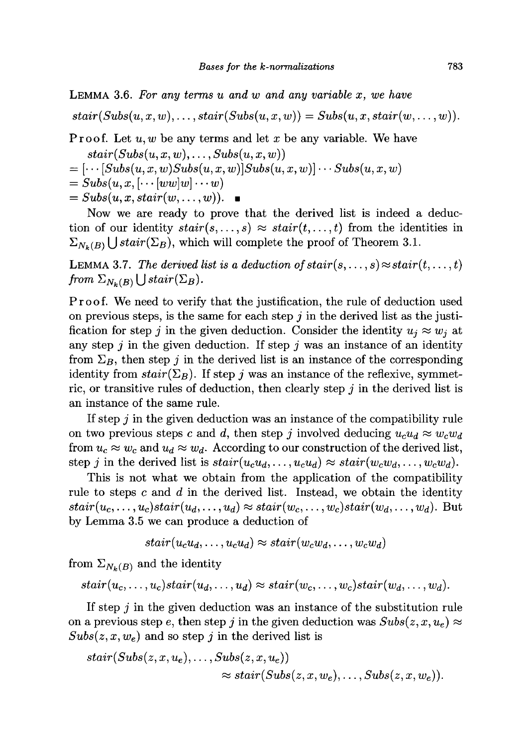**Lemma 3.6.** *For any terms $u$ and $w$ and any variable $x$, we have*

$$stair(Subs(u,x,w),\ldots,stair(Subs(u,x,w)) = Subs(u,x,stair(w,\ldots,w)).$$

**Proof.** Let $u, w$ be any terms and let $x$ be any variable. We have

$$\begin{aligned}
&stair(Subs(u,x,w),\ldots,Subs(u,x,w)) \\
&= [\cdots[Subs(u,x,w)Subs(u,x,w)]Subs(u,x,w)]\cdots Subs(u,x,w) \\
&= Subs(u,x,[\cdots[ww]w]\cdots w) \\
&= Subs(u,x,stair(w,\ldots,w)). \quad \blacksquare
\end{aligned}$$

Now we are ready to prove that the derived list is indeed a deduction of our identity $stair(s,\ldots,s) \approx stair(t,\ldots,t)$ from the identities in $\Sigma_{N_k(B)} \bigcup stair(\Sigma_B)$, which will complete the proof of Theorem 3.1.

**Lemma 3.7.** *The derived list is a deduction of $stair(s,\ldots,s) \approx stair(t,\ldots,t)$ from $\Sigma_{N_k(B)} \bigcup stair(\Sigma_B)$.*

**Proof.** We need to verify that the justification, the rule of deduction used on previous steps, is the same for each step $j$ in the derived list as the justification for step $j$ in the given deduction. Consider the identity $u_j \approx w_j$ at any step $j$ in the given deduction. If step $j$ was an instance of an identity from $\Sigma_B$, then step $j$ in the derived list is an instance of the corresponding identity from $stair(\Sigma_B)$. If step $j$ was an instance of the reflexive, symmetric, or transitive rules of deduction, then clearly step $j$ in the derived list is an instance of the same rule.

If step $j$ in the given deduction was an instance of the compatibility rule on two previous steps $c$ and $d$, then step $j$ involved deducing $u_c u_d \approx w_c w_d$ from $u_c \approx w_c$ and $u_d \approx w_d$. According to our construction of the derived list, step $j$ in the derived list is $stair(u_c u_d,\ldots,u_c u_d) \approx stair(w_c w_d,\ldots,w_c w_d)$.

This is not what we obtain from the application of the compatibility rule to steps $c$ and $d$ in the derived list. Instead, we obtain the identity $stair(u_c,\ldots,u_c)stair(u_d,\ldots,u_d) \approx stair(w_c,\ldots,w_c)stair(w_d,\ldots,w_d)$. But by Lemma 3.5 we can produce a deduction of

$$stair(u_c u_d,\ldots,u_c u_d) \approx stair(w_c w_d,\ldots,w_c w_d)$$

from $\Sigma_{N_k(B)}$ and the identity

$$stair(u_c,\ldots,u_c)stair(u_d,\ldots,u_d) \approx stair(w_c,\ldots,w_c)stair(w_d,\ldots,w_d).$$

If step $j$ in the given deduction was an instance of the substitution rule on a previous step $e$, then step $j$ in the given deduction was $Subs(z,x,u_e) \approx Subs(z,x,w_e)$ and so step $j$ in the derived list is

$$\begin{aligned}
&stair(Subs(z,x,u_e),\ldots,Subs(z,x,u_e)) \\
&\qquad\qquad \approx stair(Subs(z,x,w_e),\ldots,Subs(z,x,w_e)).
\end{aligned}$$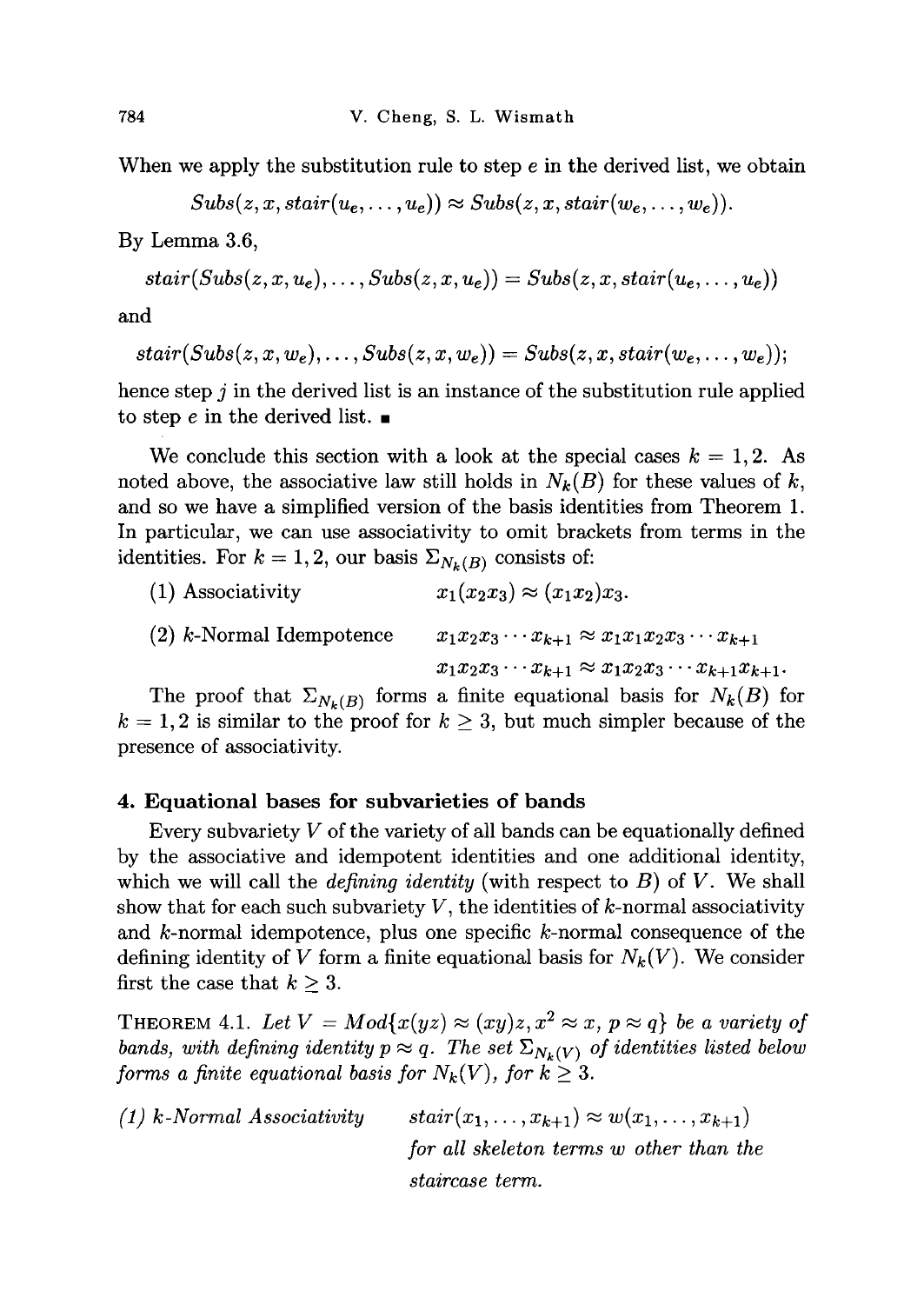When we apply the substitution rule to step $e$ in the derived list, we obtain

$$Subs(z, x, stair(u_e, \ldots, u_e)) \approx Subs(z, x, stair(w_e, \ldots, w_e)).$$

By Lemma 3.6,

$$stair(Subs(z, x, u_e), \ldots, Subs(z, x, u_e)) = Subs(z, x, stair(u_e, \ldots, u_e))$$

and

$$stair(Subs(z, x, w_e), \ldots, Subs(z, x, w_e)) = Subs(z, x, stair(w_e, \ldots, w_e));$$

hence step $j$ in the derived list is an instance of the substitution rule applied to step $e$ in the derived list. ∎

We conclude this section with a look at the special cases $k = 1, 2$. As noted above, the associative law still holds in $N_k(B)$ for these values of $k$, and so we have a simplified version of the basis identities from Theorem 1. In particular, we can use associativity to omit brackets from terms in the identities. For $k = 1, 2$, our basis $\Sigma_{N_k(B)}$ consists of:

(1) Associativity $\qquad x_1(x_2x_3) \approx (x_1x_2)x_3$.

(2) $k$-Normal Idempotence $\qquad x_1x_2x_3 \cdots x_{k+1} \approx x_1x_1x_2x_3 \cdots x_{k+1}$

$\qquad\qquad x_1x_2x_3 \cdots x_{k+1} \approx x_1x_2x_3 \cdots x_{k+1}x_{k+1}$.

The proof that $\Sigma_{N_k(B)}$ forms a finite equational basis for $N_k(B)$ for $k = 1, 2$ is similar to the proof for $k \geq 3$, but much simpler because of the presence of associativity.

## 4. Equational bases for subvarieties of bands

Every subvariety $V$ of the variety of all bands can be equationally defined by the associative and idempotent identities and one additional identity, which we will call the *defining identity* (with respect to $B$) of $V$. We shall show that for each such subvariety $V$, the identities of $k$-normal associativity and $k$-normal idempotence, plus one specific $k$-normal consequence of the defining identity of $V$ form a finite equational basis for $N_k(V)$. We consider first the case that $k \geq 3$.

THEOREM 4.1. *Let $V = Mod\{x(yz) \approx (xy)z, x^2 \approx x, p \approx q\}$ be a variety of bands, with defining identity $p \approx q$. The set $\Sigma_{N_k(V)}$ of identities listed below forms a finite equational basis for $N_k(V)$, for $k \geq 3$.*

*(1) $k$-Normal Associativity* $\qquad stair(x_1, \ldots, x_{k+1}) \approx w(x_1, \ldots, x_{k+1})$ *for all skeleton terms $w$ other than the staircase term.*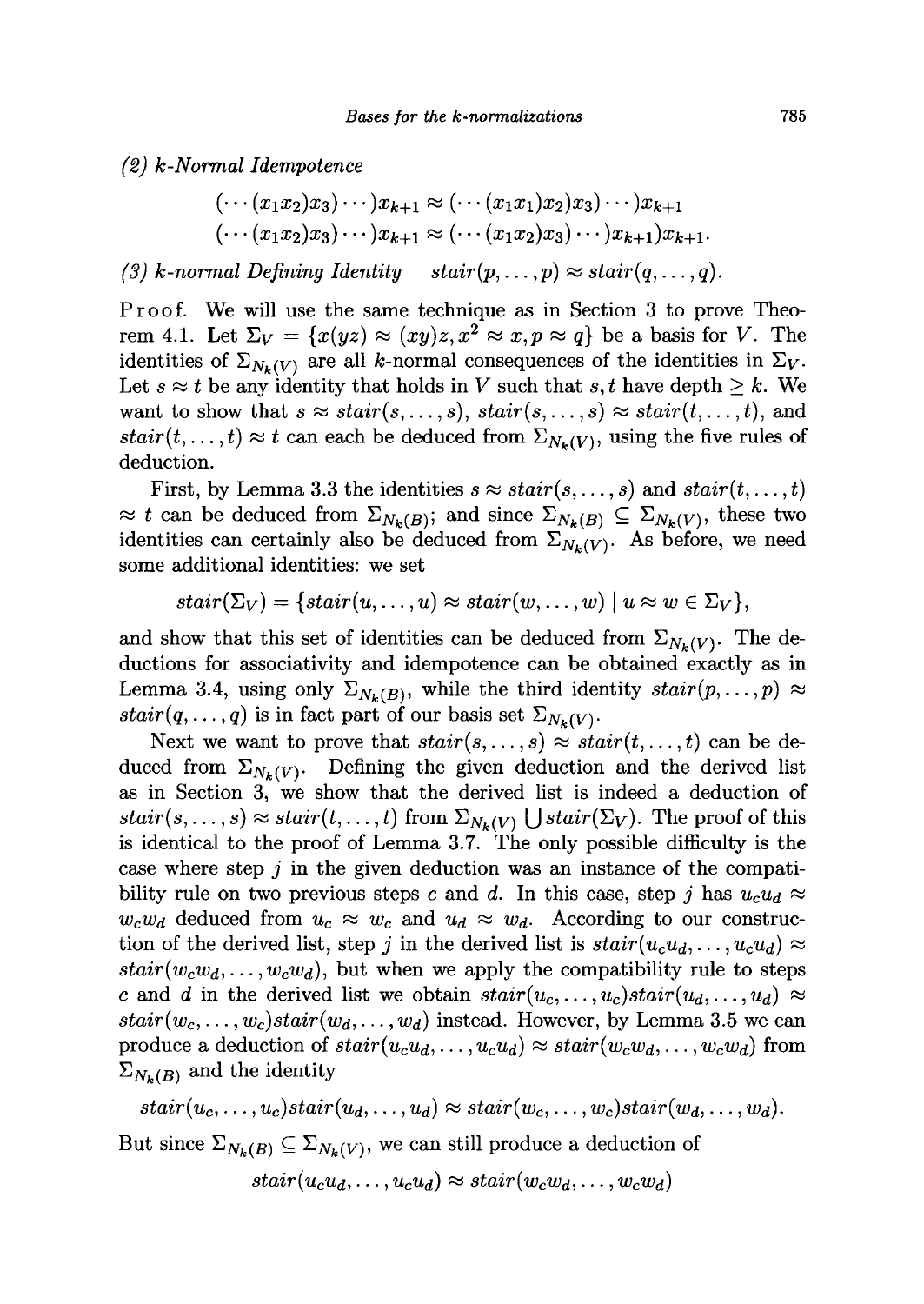*(2) k-Normal Idempotence*

$$(\cdots(x_1x_2)x_3)\cdots)x_{k+1} \approx (\cdots(x_1x_1)x_2)x_3)\cdots)x_{k+1}$$
$$(\cdots(x_1x_2)x_3)\cdots)x_{k+1} \approx (\cdots(x_1x_2)x_3)\cdots)x_{k+1})x_{k+1}.$$

*(3) k-normal Defining Identity* $\quad stair(p,\ldots,p) \approx stair(q,\ldots,q)$.

Proof. We will use the same technique as in Section 3 to prove Theorem 4.1. Let $\Sigma_V = \{x(yz) \approx (xy)z, x^2 \approx x, p \approx q\}$ be a basis for $V$. The identities of $\Sigma_{N_k(V)}$ are all $k$-normal consequences of the identities in $\Sigma_V$. Let $s \approx t$ be any identity that holds in $V$ such that $s,t$ have depth $\geq k$. We want to show that $s \approx stair(s,\ldots,s)$, $stair(s,\ldots,s) \approx stair(t,\ldots,t)$, and $stair(t,\ldots,t) \approx t$ can each be deduced from $\Sigma_{N_k(V)}$, using the five rules of deduction.

First, by Lemma 3.3 the identities $s \approx stair(s,\ldots,s)$ and $stair(t,\ldots,t) \approx t$ can be deduced from $\Sigma_{N_k(B)}$; and since $\Sigma_{N_k(B)} \subseteq \Sigma_{N_k(V)}$, these two identities can certainly also be deduced from $\Sigma_{N_k(V)}$. As before, we need some additional identities: we set

$$stair(\Sigma_V) = \{stair(u,\ldots,u) \approx stair(w,\ldots,w) \mid u \approx w \in \Sigma_V\},$$

and show that this set of identities can be deduced from $\Sigma_{N_k(V)}$. The deductions for associativity and idempotence can be obtained exactly as in Lemma 3.4, using only $\Sigma_{N_k(B)}$, while the third identity $stair(p,\ldots,p) \approx stair(q,\ldots,q)$ is in fact part of our basis set $\Sigma_{N_k(V)}$.

Next we want to prove that $stair(s,\ldots,s) \approx stair(t,\ldots,t)$ can be deduced from $\Sigma_{N_k(V)}$. Defining the given deduction and the derived list as in Section 3, we show that the derived list is indeed a deduction of $stair(s,\ldots,s) \approx stair(t,\ldots,t)$ from $\Sigma_{N_k(V)} \bigcup stair(\Sigma_V)$. The proof of this is identical to the proof of Lemma 3.7. The only possible difficulty is the case where step $j$ in the given deduction was an instance of the compatibility rule on two previous steps $c$ and $d$. In this case, step $j$ has $u_cu_d \approx w_cw_d$ deduced from $u_c \approx w_c$ and $u_d \approx w_d$. According to our construction of the derived list, step $j$ in the derived list is $stair(u_cu_d,\ldots,u_cu_d) \approx stair(w_cw_d,\ldots,w_cw_d)$, but when we apply the compatibility rule to steps $c$ and $d$ in the derived list we obtain $stair(u_c,\ldots,u_c)stair(u_d,\ldots,u_d) \approx stair(w_c,\ldots,w_c)stair(w_d,\ldots,w_d)$ instead. However, by Lemma 3.5 we can produce a deduction of $stair(u_cu_d,\ldots,u_cu_d) \approx stair(w_cw_d,\ldots,w_cw_d)$ from $\Sigma_{N_k(B)}$ and the identity

$$stair(u_c,\ldots,u_c)stair(u_d,\ldots,u_d) \approx stair(w_c,\ldots,w_c)stair(w_d,\ldots,w_d).$$

But since $\Sigma_{N_k(B)} \subseteq \Sigma_{N_k(V)}$, we can still produce a deduction of

$$stair(u_cu_d,\ldots,u_cu_d) \approx stair(w_cw_d,\ldots,w_cw_d)$$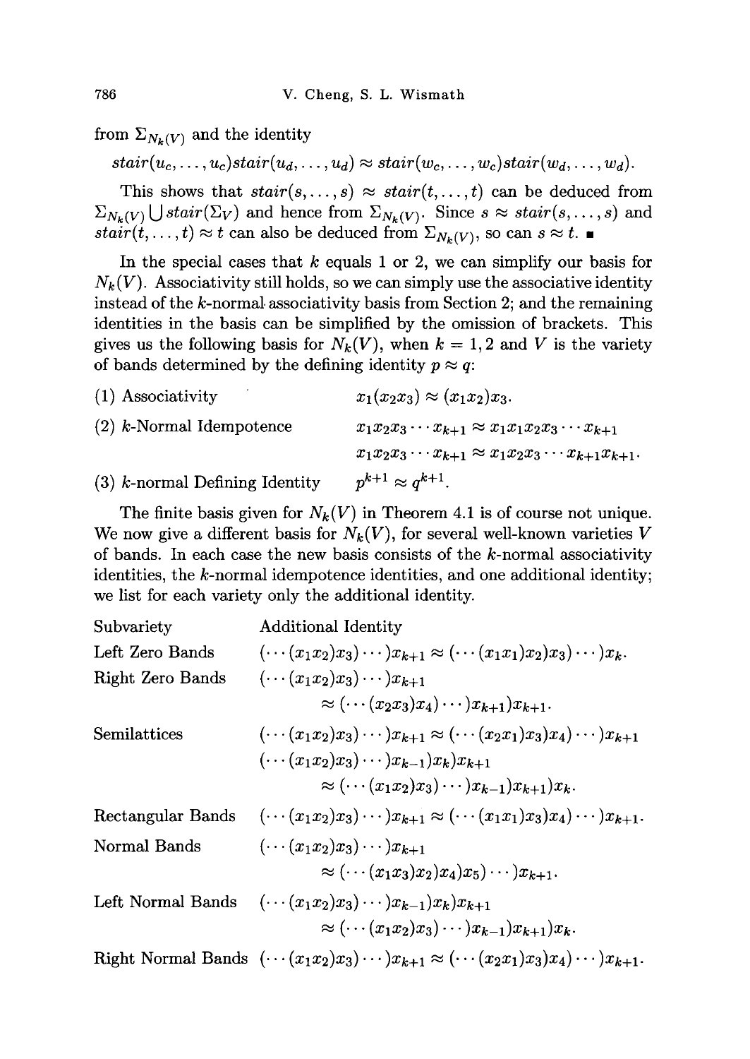from $\Sigma_{N_k(V)}$ and the identity

$$stair(u_c, \ldots, u_c) stair(u_d, \ldots, u_d) \approx stair(w_c, \ldots, w_c) stair(w_d, \ldots, w_d).$$

This shows that $stair(s, \ldots, s) \approx stair(t, \ldots, t)$ can be deduced from $\Sigma_{N_k(V)} \bigcup stair(\Sigma_V)$ and hence from $\Sigma_{N_k(V)}$. Since $s \approx stair(s, \ldots, s)$ and $stair(t, \ldots, t) \approx t$ can also be deduced from $\Sigma_{N_k(V)}$, so can $s \approx t$. ■

In the special cases that $k$ equals 1 or 2, we can simplify our basis for $N_k(V)$. Associativity still holds, so we can simply use the associative identity instead of the $k$-normal associativity basis from Section 2; and the remaining identities in the basis can be simplified by the omission of brackets. This gives us the following basis for $N_k(V)$, when $k = 1, 2$ and $V$ is the variety of bands determined by the defining identity $p \approx q$:

(1) Associativity $\quad x_1(x_2x_3) \approx (x_1x_2)x_3.$

(2) $k$-Normal Idempotence $\quad x_1x_2x_3 \cdots x_{k+1} \approx x_1x_1x_2x_3 \cdots x_{k+1}$

$\quad x_1x_2x_3 \cdots x_{k+1} \approx x_1x_2x_3 \cdots x_{k+1}x_{k+1}.$

(3) $k$-normal Defining Identity $\quad p^{k+1} \approx q^{k+1}.$

The finite basis given for $N_k(V)$ in Theorem 4.1 is of course not unique. We now give a different basis for $N_k(V)$, for several well-known varieties $V$ of bands. In each case the new basis consists of the $k$-normal associativity identities, the $k$-normal idempotence identities, and one additional identity; we list for each variety only the additional identity.

| Subvariety | Additional Identity |
|---|---|
| Left Zero Bands | $(\cdots(x_1x_2)x_3)\cdots)x_{k+1} \approx (\cdots(x_1x_1)x_2)x_3)\cdots)x_k.$ |
| Right Zero Bands | $(\cdots(x_1x_2)x_3)\cdots)x_{k+1} \approx (\cdots(x_2x_3)x_4)\cdots)x_{k+1})x_{k+1}.$ |
| Semilattices | $(\cdots(x_1x_2)x_3)\cdots)x_{k+1} \approx (\cdots(x_2x_1)x_3)x_4)\cdots)x_{k+1}$ <br> $(\cdots(x_1x_2)x_3)\cdots)x_{k-1})x_k)x_{k+1} \approx (\cdots(x_1x_2)x_3)\cdots)x_{k-1})x_{k+1})x_k.$ |
| Rectangular Bands | $(\cdots(x_1x_2)x_3)\cdots)x_{k+1} \approx (\cdots(x_1x_1)x_3)x_4)\cdots)x_{k+1}.$ |
| Normal Bands | $(\cdots(x_1x_2)x_3)\cdots)x_{k+1} \approx (\cdots(x_1x_3)x_2)x_4)x_5)\cdots)x_{k+1}.$ |
| Left Normal Bands | $(\cdots(x_1x_2)x_3)\cdots)x_{k-1})x_k)x_{k+1} \approx (\cdots(x_1x_2)x_3)\cdots)x_{k-1})x_{k+1})x_k.$ |
| Right Normal Bands | $(\cdots(x_1x_2)x_3)\cdots)x_{k+1} \approx (\cdots(x_2x_1)x_3)x_4)\cdots)x_{k+1}.$ |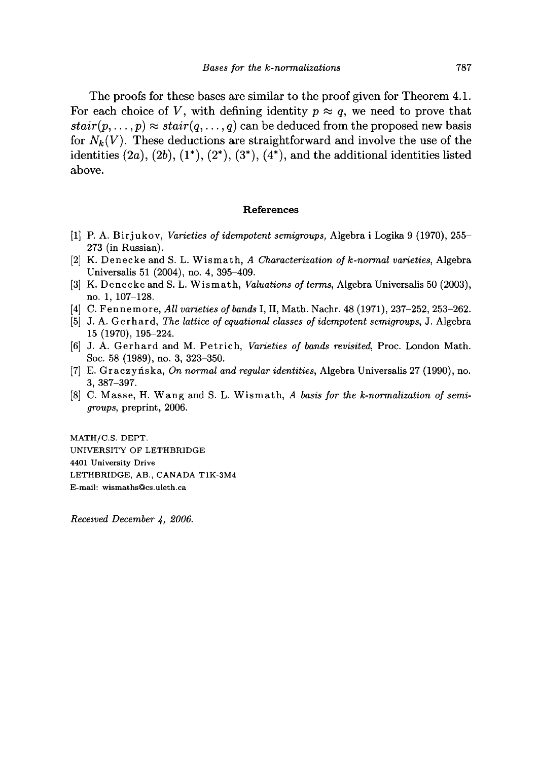The proofs for these bases are similar to the proof given for Theorem 4.1. For each choice of $V$, with defining identity $p \approx q$, we need to prove that $stair(p, \ldots, p) \approx stair(q, \ldots, q)$ can be deduced from the proposed new basis for $N_k(V)$. These deductions are straightforward and involve the use of the identities (2a), (2b), (1*), (2*), (3*), (4*), and the additional identities listed above.

## References

[1] P. A. Birjukov, *Varieties of idempotent semigroups,* Algebra i Logika 9 (1970), 255–273 (in Russian).

[2] K. Denecke and S. L. Wismath, *A Characterization of k-normal varieties*, Algebra Universalis 51 (2004), no. 4, 395–409.

[3] K. Denecke and S. L. Wismath, *Valuations of terms*, Algebra Universalis 50 (2003), no. 1, 107–128.

[4] C. Fennemore, *All varieties of bands* I, II, Math. Nachr. 48 (1971), 237–252, 253–262.

[5] J. A. Gerhard, *The lattice of equational classes of idempotent semigroups*, J. Algebra 15 (1970), 195–224.

[6] J. A. Gerhard and M. Petrich, *Varieties of bands revisited*, Proc. London Math. Soc. 58 (1989), no. 3, 323–350.

[7] E. Graczyńska, *On normal and regular identities*, Algebra Universalis 27 (1990), no. 3, 387–397.

[8] C. Masse, H. Wang and S. L. Wismath, *A basis for the k-normalization of semigroups*, preprint, 2006.

MATH/C.S. DEPT.
UNIVERSITY OF LETHBRIDGE
4401 University Drive
LETHBRIDGE, AB., CANADA T1K-3M4
E-mail: wismaths@cs.uleth.ca

*Received December 4, 2006.*